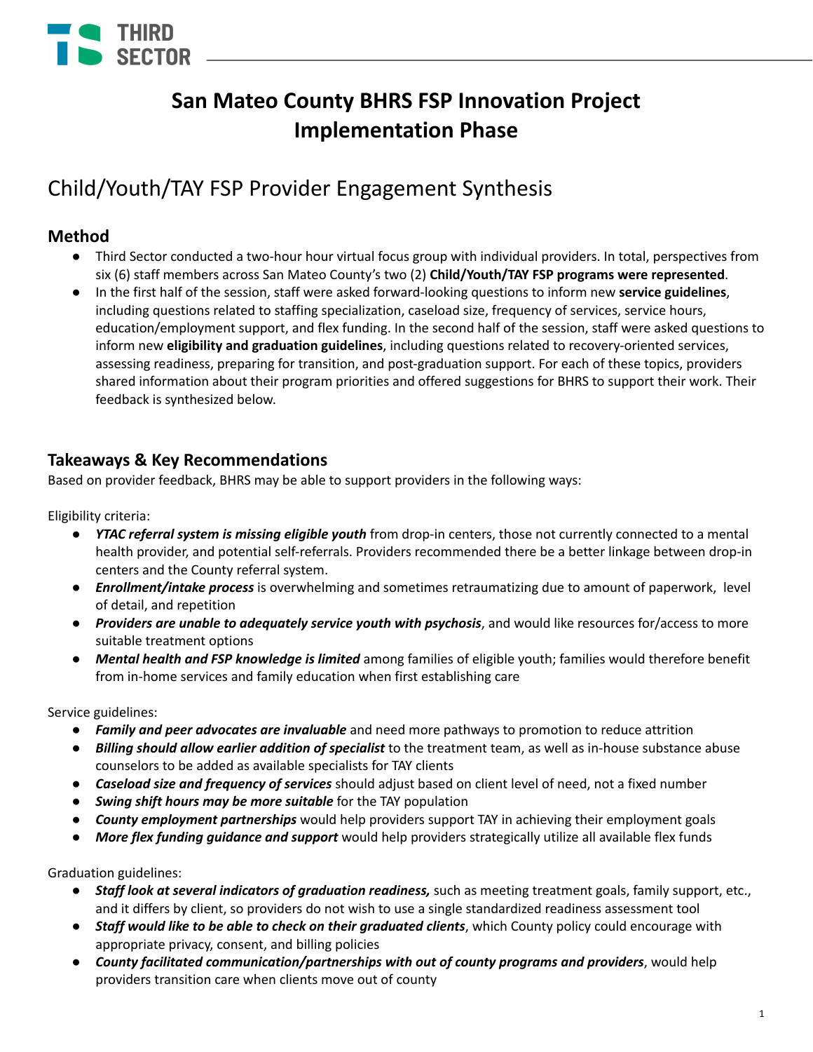# San Mateo County BHRS FSP Innovation Project Implementation Phase

## Child/Youth/TAY FSP Provider Engagement Synthesis

### Method

- Third Sector conducted a two-hour hour virtual focus group with individual providers. In total, perspectives from six (6) staff members across San Mateo County's two (2) **Child/Youth/TAY FSP programs were represented**.
- In the first half of the session, staff were asked forward-looking questions to inform new **service guidelines**, including questions related to staffing specialization, caseload size, frequency of services, service hours, education/employment support, and flex funding. In the second half of the session, staff were asked questions to inform new **eligibility and graduation guidelines**, including questions related to recovery-oriented services, assessing readiness, preparing for transition, and post-graduation support. For each of these topics, providers shared information about their program priorities and offered suggestions for BHRS to support their work. Their feedback is synthesized below.

### Takeaways & Key Recommendations

Based on provider feedback, BHRS may be able to support providers in the following ways:

Eligibility criteria:

- ***YTAC referral system is missing eligible youth*** from drop-in centers, those not currently connected to a mental health provider, and potential self-referrals. Providers recommended there be a better linkage between drop-in centers and the County referral system.
- ***Enrollment/intake process*** is overwhelming and sometimes retraumatizing due to amount of paperwork, level of detail, and repetition
- ***Providers are unable to adequately service youth with psychosis***, and would like resources for/access to more suitable treatment options
- ***Mental health and FSP knowledge is limited*** among families of eligible youth; families would therefore benefit from in-home services and family education when first establishing care

Service guidelines:

- ***Family and peer advocates are invaluable*** and need more pathways to promotion to reduce attrition
- ***Billing should allow earlier addition of specialist*** to the treatment team, as well as in-house substance abuse counselors to be added as available specialists for TAY clients
- ***Caseload size and frequency of services*** should adjust based on client level of need, not a fixed number
- ***Swing shift hours may be more suitable*** for the TAY population
- ***County employment partnerships*** would help providers support TAY in achieving their employment goals
- ***More flex funding guidance and support*** would help providers strategically utilize all available flex funds

Graduation guidelines:

- ***Staff look at several indicators of graduation readiness,*** such as meeting treatment goals, family support, etc., and it differs by client, so providers do not wish to use a single standardized readiness assessment tool
- ***Staff would like to be able to check on their graduated clients***, which County policy could encourage with appropriate privacy, consent, and billing policies
- ***County facilitated communication/partnerships with out of county programs and providers***, would help providers transition care when clients move out of county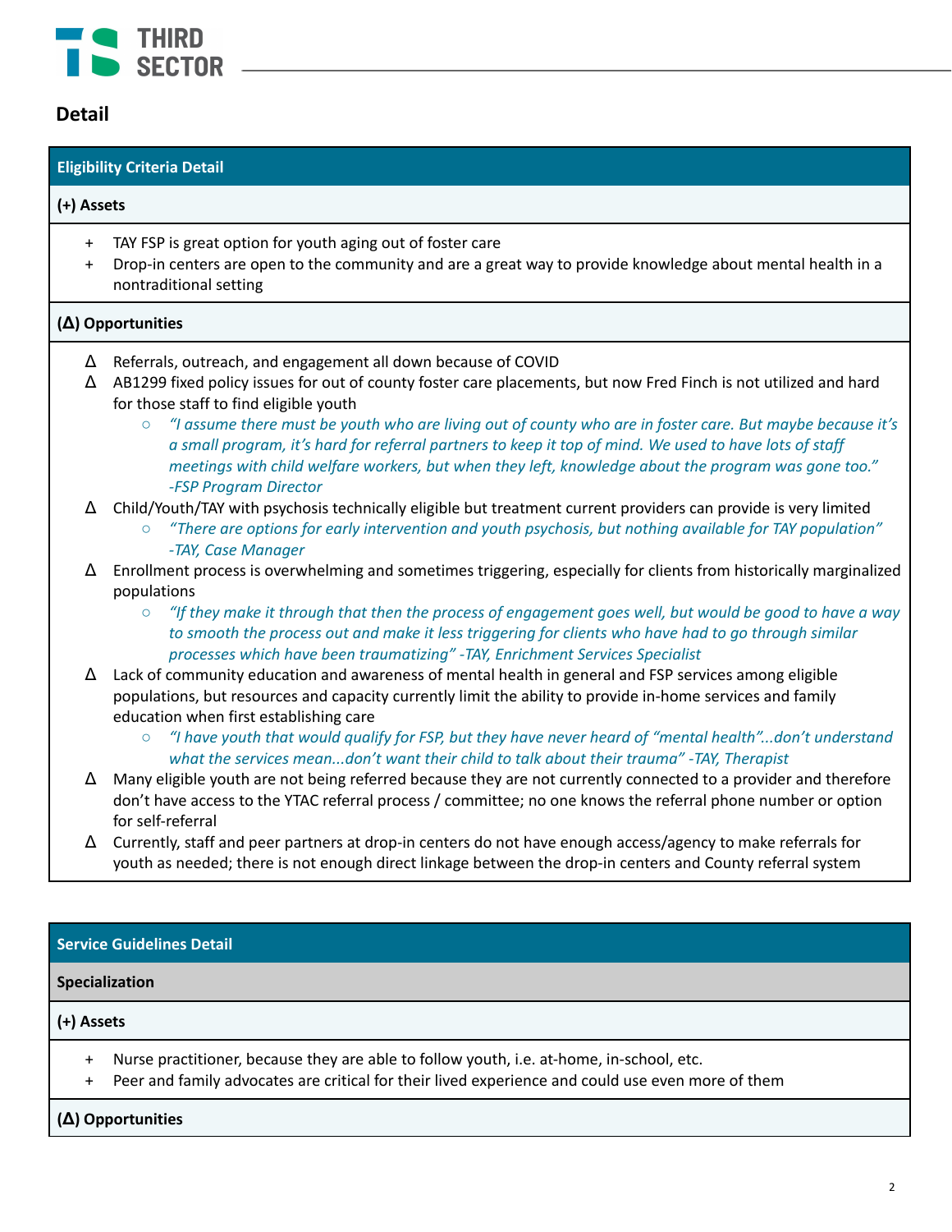## Detail

### Eligibility Criteria Detail

**(+) Assets**

- + TAY FSP is great option for youth aging out of foster care
- + Drop-in centers are open to the community and are a great way to provide knowledge about mental health in a nontraditional setting

**(Δ) Opportunities**

- Δ Referrals, outreach, and engagement all down because of COVID
- Δ AB1299 fixed policy issues for out of county foster care placements, but now Fred Finch is not utilized and hard for those staff to find eligible youth
  - *"I assume there must be youth who are living out of county who are in foster care. But maybe because it's a small program, it's hard for referral partners to keep it top of mind. We used to have lots of staff meetings with child welfare workers, but when they left, knowledge about the program was gone too." -FSP Program Director*
- Δ Child/Youth/TAY with psychosis technically eligible but treatment current providers can provide is very limited
  - *"There are options for early intervention and youth psychosis, but nothing available for TAY population" -TAY, Case Manager*
- Δ Enrollment process is overwhelming and sometimes triggering, especially for clients from historically marginalized populations
  - *"If they make it through that then the process of engagement goes well, but would be good to have a way to smooth the process out and make it less triggering for clients who have had to go through similar processes which have been traumatizing" -TAY, Enrichment Services Specialist*
- Δ Lack of community education and awareness of mental health in general and FSP services among eligible populations, but resources and capacity currently limit the ability to provide in-home services and family education when first establishing care
  - *"I have youth that would qualify for FSP, but they have never heard of "mental health"...don't understand what the services mean...don't want their child to talk about their trauma" -TAY, Therapist*
- Δ Many eligible youth are not being referred because they are not currently connected to a provider and therefore don't have access to the YTAC referral process / committee; no one knows the referral phone number or option for self-referral
- Δ Currently, staff and peer partners at drop-in centers do not have enough access/agency to make referrals for youth as needed; there is not enough direct linkage between the drop-in centers and County referral system

### Service Guidelines Detail

**Specialization**

**(+) Assets**

- + Nurse practitioner, because they are able to follow youth, i.e. at-home, in-school, etc.
- + Peer and family advocates are critical for their lived experience and could use even more of them

**(Δ) Opportunities**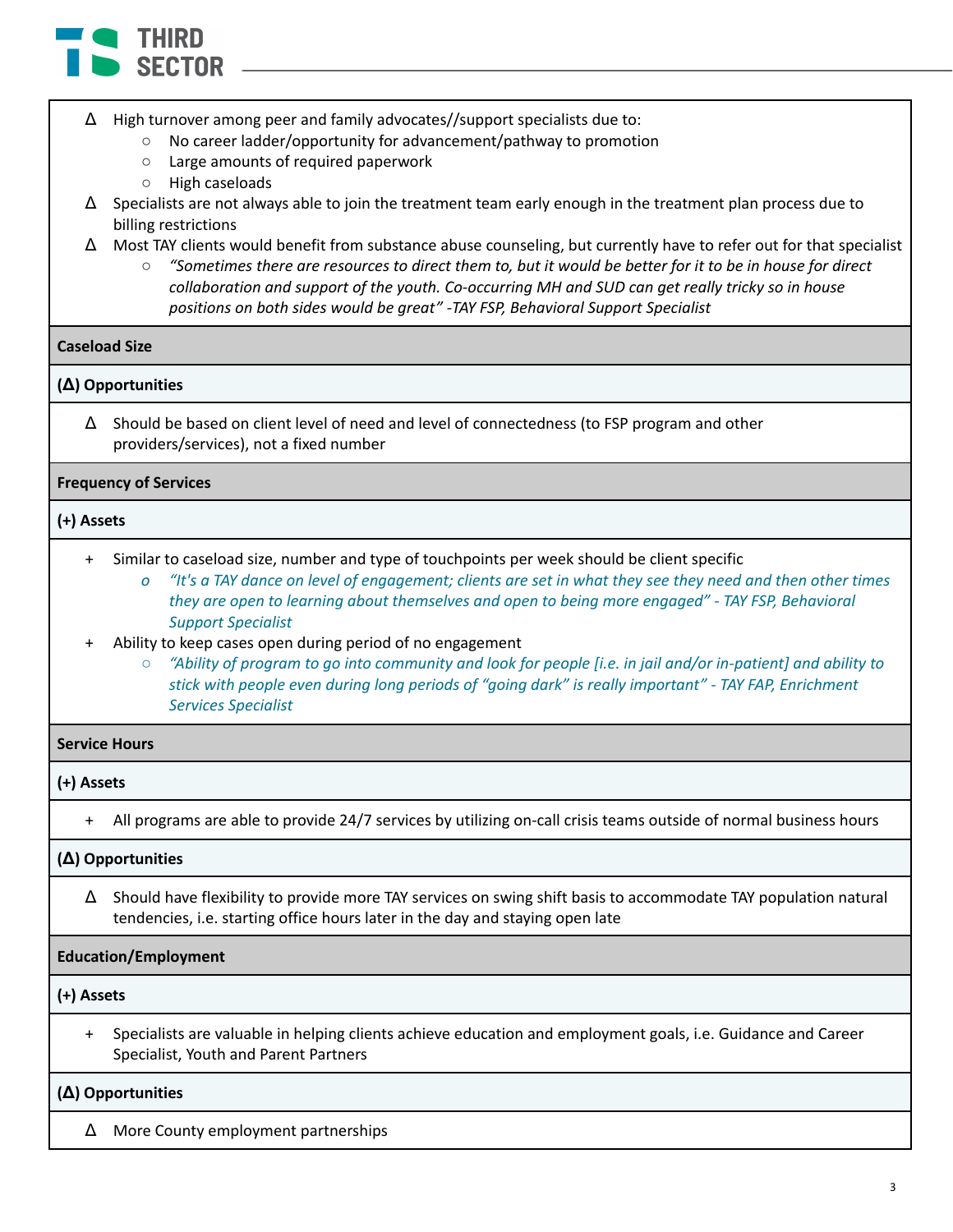- Δ High turnover among peer and family advocates//support specialists due to:
  - No career ladder/opportunity for advancement/pathway to promotion
  - Large amounts of required paperwork
  - High caseloads
- Δ Specialists are not always able to join the treatment team early enough in the treatment plan process due to billing restrictions
- Δ Most TAY clients would benefit from substance abuse counseling, but currently have to refer out for that specialist
  - *"Sometimes there are resources to direct them to, but it would be better for it to be in house for direct collaboration and support of the youth. Co-occurring MH and SUD can get really tricky so in house positions on both sides would be great" -TAY FSP, Behavioral Support Specialist*

**Caseload Size**

**(Δ) Opportunities**

- Δ Should be based on client level of need and level of connectedness (to FSP program and other providers/services), not a fixed number

**Frequency of Services**

**(+) Assets**

- \+ Similar to caseload size, number and type of touchpoints per week should be client specific
  - *"It's a TAY dance on level of engagement; clients are set in what they see they need and then other times they are open to learning about themselves and open to being more engaged" - TAY FSP, Behavioral Support Specialist*
- \+ Ability to keep cases open during period of no engagement
  - *"Ability of program to go into community and look for people [i.e. in jail and/or in-patient] and ability to stick with people even during long periods of "going dark" is really important" - TAY FAP, Enrichment Services Specialist*

**Service Hours**

**(+) Assets**

- \+ All programs are able to provide 24/7 services by utilizing on-call crisis teams outside of normal business hours

**(Δ) Opportunities**

- Δ Should have flexibility to provide more TAY services on swing shift basis to accommodate TAY population natural tendencies, i.e. starting office hours later in the day and staying open late

**Education/Employment**

**(+) Assets**

- \+ Specialists are valuable in helping clients achieve education and employment goals, i.e. Guidance and Career Specialist, Youth and Parent Partners

**(Δ) Opportunities**

- Δ More County employment partnerships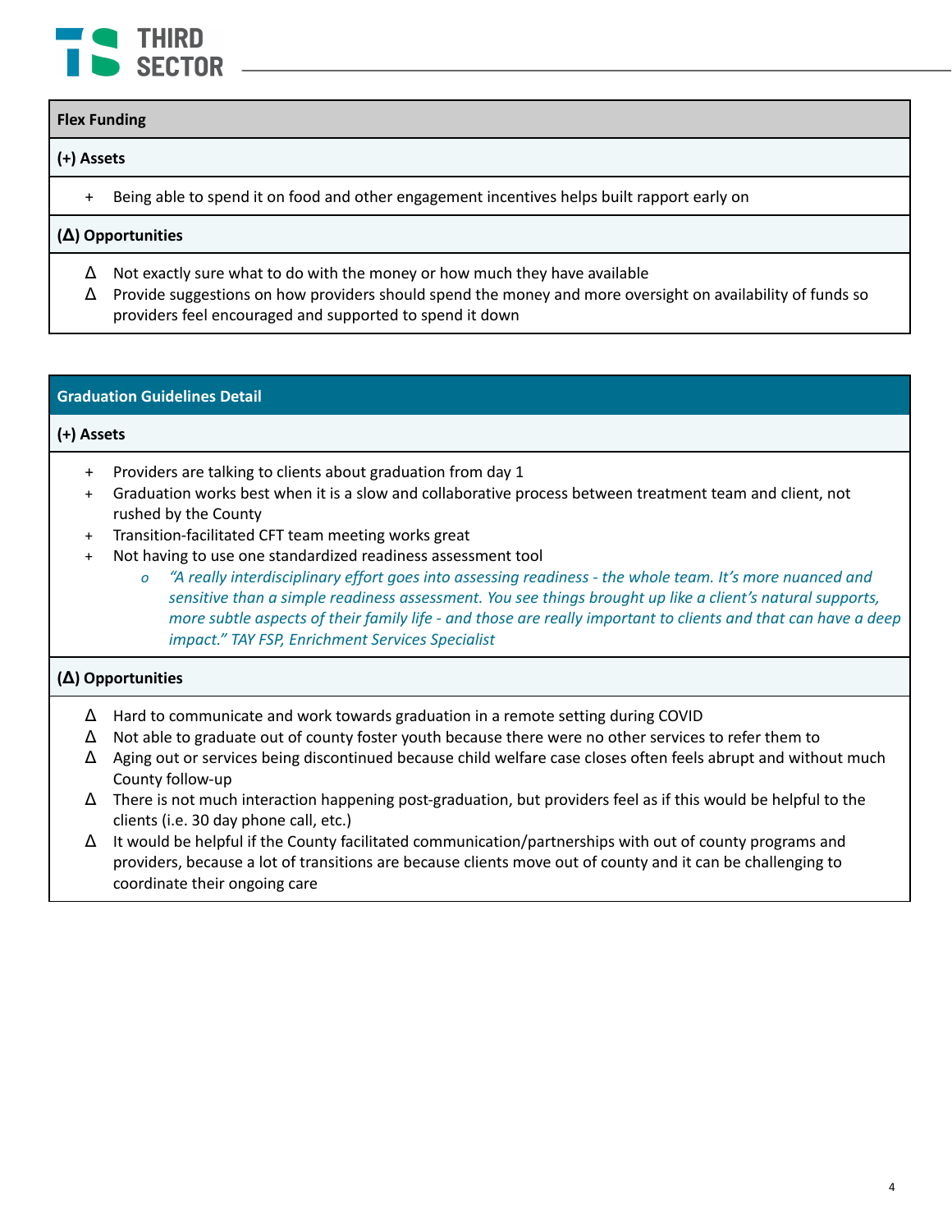## Flex Funding

**(+) Assets**

+ Being able to spend it on food and other engagement incentives helps built rapport early on

**(Δ) Opportunities**

- Δ Not exactly sure what to do with the money or how much they have available
- Δ Provide suggestions on how providers should spend the money and more oversight on availability of funds so providers feel encouraged and supported to spend it down

## Graduation Guidelines Detail

**(+) Assets**

+ Providers are talking to clients about graduation from day 1
+ Graduation works best when it is a slow and collaborative process between treatment team and client, not rushed by the County
+ Transition-facilitated CFT team meeting works great
+ Not having to use one standardized readiness assessment tool
  - *"A really interdisciplinary effort goes into assessing readiness - the whole team. It's more nuanced and sensitive than a simple readiness assessment. You see things brought up like a client's natural supports, more subtle aspects of their family life - and those are really important to clients and that can have a deep impact." TAY FSP, Enrichment Services Specialist*

**(Δ) Opportunities**

- Δ Hard to communicate and work towards graduation in a remote setting during COVID
- Δ Not able to graduate out of county foster youth because there were no other services to refer them to
- Δ Aging out or services being discontinued because child welfare case closes often feels abrupt and without much County follow-up
- Δ There is not much interaction happening post-graduation, but providers feel as if this would be helpful to the clients (i.e. 30 day phone call, etc.)
- Δ It would be helpful if the County facilitated communication/partnerships with out of county programs and providers, because a lot of transitions are because clients move out of county and it can be challenging to coordinate their ongoing care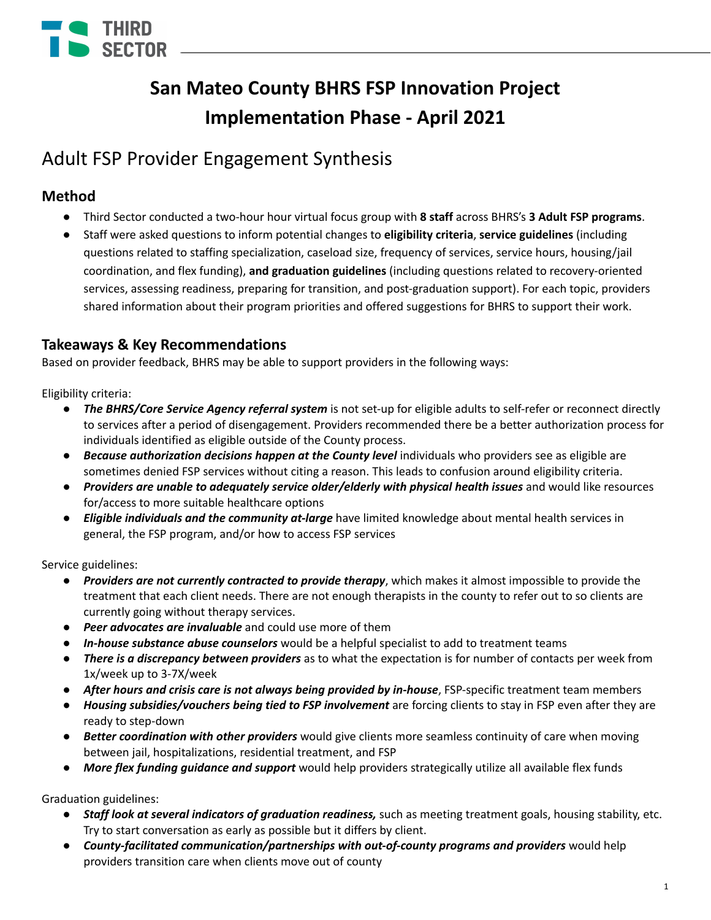# San Mateo County BHRS FSP Innovation Project
# Implementation Phase - April 2021

## Adult FSP Provider Engagement Synthesis

### Method

- Third Sector conducted a two-hour hour virtual focus group with **8 staff** across BHRS's **3 Adult FSP programs**.
- Staff were asked questions to inform potential changes to **eligibility criteria**, **service guidelines** (including questions related to staffing specialization, caseload size, frequency of services, service hours, housing/jail coordination, and flex funding), **and graduation guidelines** (including questions related to recovery-oriented services, assessing readiness, preparing for transition, and post-graduation support). For each topic, providers shared information about their program priorities and offered suggestions for BHRS to support their work.

### Takeaways & Key Recommendations

Based on provider feedback, BHRS may be able to support providers in the following ways:

Eligibility criteria:

- ***The BHRS/Core Service Agency referral system*** is not set-up for eligible adults to self-refer or reconnect directly to services after a period of disengagement. Providers recommended there be a better authorization process for individuals identified as eligible outside of the County process.
- ***Because authorization decisions happen at the County level*** individuals who providers see as eligible are sometimes denied FSP services without citing a reason. This leads to confusion around eligibility criteria.
- ***Providers are unable to adequately service older/elderly with physical health issues*** and would like resources for/access to more suitable healthcare options
- ***Eligible individuals and the community at-large*** have limited knowledge about mental health services in general, the FSP program, and/or how to access FSP services

Service guidelines:

- ***Providers are not currently contracted to provide therapy***, which makes it almost impossible to provide the treatment that each client needs. There are not enough therapists in the county to refer out to so clients are currently going without therapy services.
- ***Peer advocates are invaluable*** and could use more of them
- ***In-house substance abuse counselors*** would be a helpful specialist to add to treatment teams
- ***There is a discrepancy between providers*** as to what the expectation is for number of contacts per week from 1x/week up to 3-7X/week
- ***After hours and crisis care is not always being provided by in-house***, FSP-specific treatment team members
- ***Housing subsidies/vouchers being tied to FSP involvement*** are forcing clients to stay in FSP even after they are ready to step-down
- ***Better coordination with other providers*** would give clients more seamless continuity of care when moving between jail, hospitalizations, residential treatment, and FSP
- ***More flex funding guidance and support*** would help providers strategically utilize all available flex funds

Graduation guidelines:

- ***Staff look at several indicators of graduation readiness,*** such as meeting treatment goals, housing stability, etc. Try to start conversation as early as possible but it differs by client.
- ***County-facilitated communication/partnerships with out-of-county programs and providers*** would help providers transition care when clients move out of county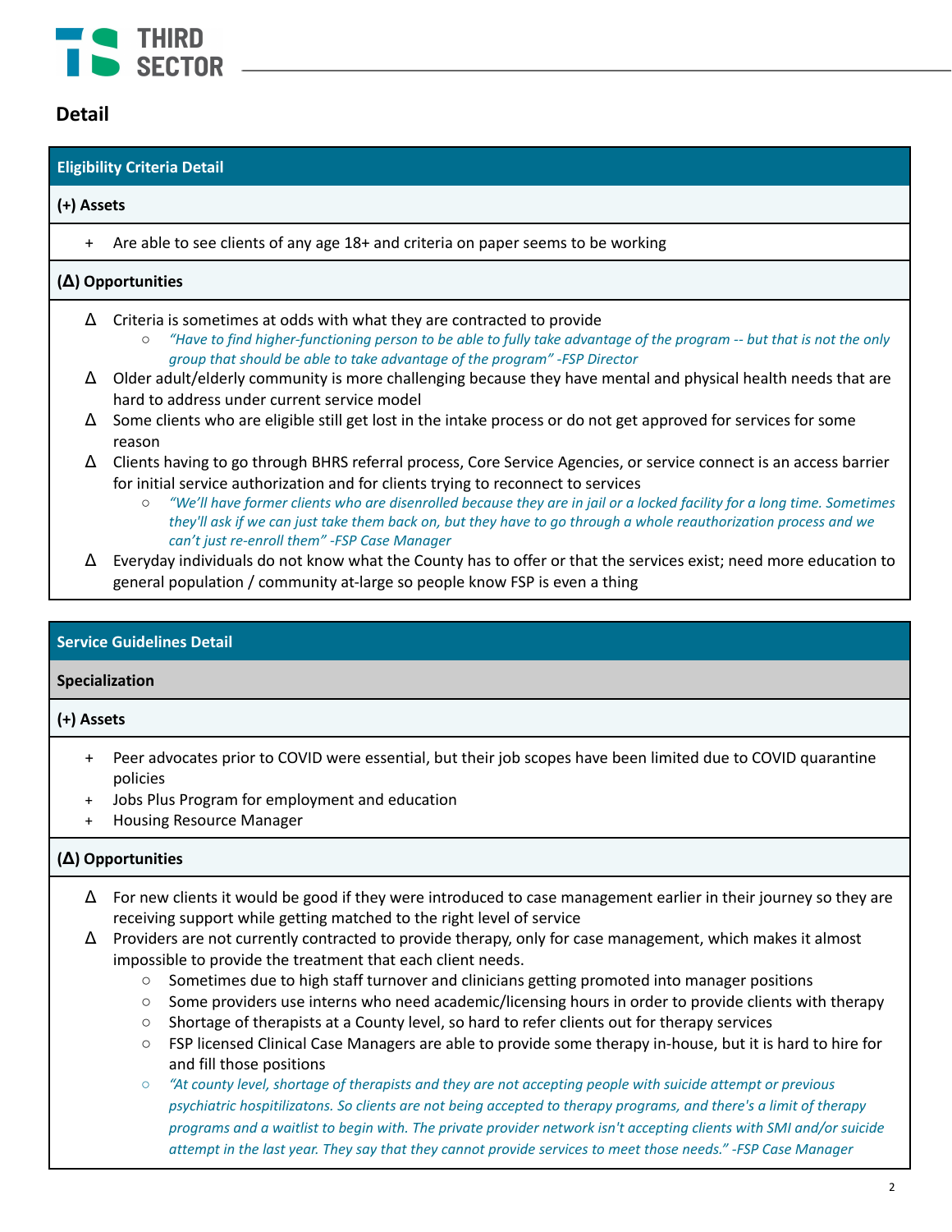## Detail

### Eligibility Criteria Detail

**(+) Assets**

- + Are able to see clients of any age 18+ and criteria on paper seems to be working

**(Δ) Opportunities**

- Δ Criteria is sometimes at odds with what they are contracted to provide
  - *"Have to find higher-functioning person to be able to fully take advantage of the program -- but that is not the only group that should be able to take advantage of the program" -FSP Director*
- Δ Older adult/elderly community is more challenging because they have mental and physical health needs that are hard to address under current service model
- Δ Some clients who are eligible still get lost in the intake process or do not get approved for services for some reason
- Δ Clients having to go through BHRS referral process, Core Service Agencies, or service connect is an access barrier for initial service authorization and for clients trying to reconnect to services
  - *"We'll have former clients who are disenrolled because they are in jail or a locked facility for a long time. Sometimes they'll ask if we can just take them back on, but they have to go through a whole reauthorization process and we can't just re-enroll them" -FSP Case Manager*
- Δ Everyday individuals do not know what the County has to offer or that the services exist; need more education to general population / community at-large so people know FSP is even a thing

### Service Guidelines Detail

**Specialization**

**(+) Assets**

- + Peer advocates prior to COVID were essential, but their job scopes have been limited due to COVID quarantine policies
- + Jobs Plus Program for employment and education
- + Housing Resource Manager

**(Δ) Opportunities**

- Δ For new clients it would be good if they were introduced to case management earlier in their journey so they are receiving support while getting matched to the right level of service
- Δ Providers are not currently contracted to provide therapy, only for case management, which makes it almost impossible to provide the treatment that each client needs.
  - Sometimes due to high staff turnover and clinicians getting promoted into manager positions
  - Some providers use interns who need academic/licensing hours in order to provide clients with therapy
  - Shortage of therapists at a County level, so hard to refer clients out for therapy services
  - FSP licensed Clinical Case Managers are able to provide some therapy in-house, but it is hard to hire for and fill those positions
  - *"At county level, shortage of therapists and they are not accepting people with suicide attempt or previous psychiatric hospitilizatons. So clients are not being accepted to therapy programs, and there's a limit of therapy programs and a waitlist to begin with. The private provider network isn't accepting clients with SMI and/or suicide attempt in the last year. They say that they cannot provide services to meet those needs." -FSP Case Manager*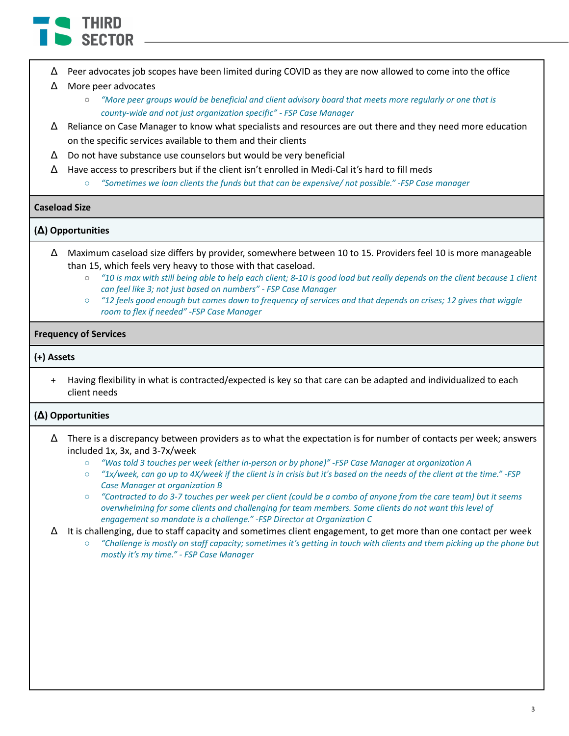- Δ Peer advocates job scopes have been limited during COVID as they are now allowed to come into the office
- Δ More peer advocates
  - *"More peer groups would be beneficial and client advisory board that meets more regularly or one that is county-wide and not just organization specific" - FSP Case Manager*
- Δ Reliance on Case Manager to know what specialists and resources are out there and they need more education on the specific services available to them and their clients
- Δ Do not have substance use counselors but would be very beneficial
- Δ Have access to prescribers but if the client isn't enrolled in Medi-Cal it's hard to fill meds
  - *"Sometimes we loan clients the funds but that can be expensive/ not possible." -FSP Case manager*

**Caseload Size**

**(Δ) Opportunities**

- Δ Maximum caseload size differs by provider, somewhere between 10 to 15. Providers feel 10 is more manageable than 15, which feels very heavy to those with that caseload.
  - *"10 is max with still being able to help each client; 8-10 is good load but really depends on the client because 1 client can feel like 3; not just based on numbers" - FSP Case Manager*
  - *"12 feels good enough but comes down to frequency of services and that depends on crises; 12 gives that wiggle room to flex if needed" -FSP Case Manager*

**Frequency of Services**

**(+) Assets**

- \+ Having flexibility in what is contracted/expected is key so that care can be adapted and individualized to each client needs

**(Δ) Opportunities**

- Δ There is a discrepancy between providers as to what the expectation is for number of contacts per week; answers included 1x, 3x, and 3-7x/week
  - *"Was told 3 touches per week (either in-person or by phone)" -FSP Case Manager at organization A*
  - *"1x/week, can go up to 4X/week if the client is in crisis but it's based on the needs of the client at the time." -FSP Case Manager at organization B*
  - *"Contracted to do 3-7 touches per week per client (could be a combo of anyone from the care team) but it seems overwhelming for some clients and challenging for team members. Some clients do not want this level of engagement so mandate is a challenge." -FSP Director at Organization C*
- Δ It is challenging, due to staff capacity and sometimes client engagement, to get more than one contact per week
  - *"Challenge is mostly on staff capacity; sometimes it's getting in touch with clients and them picking up the phone but mostly it's my time." - FSP Case Manager*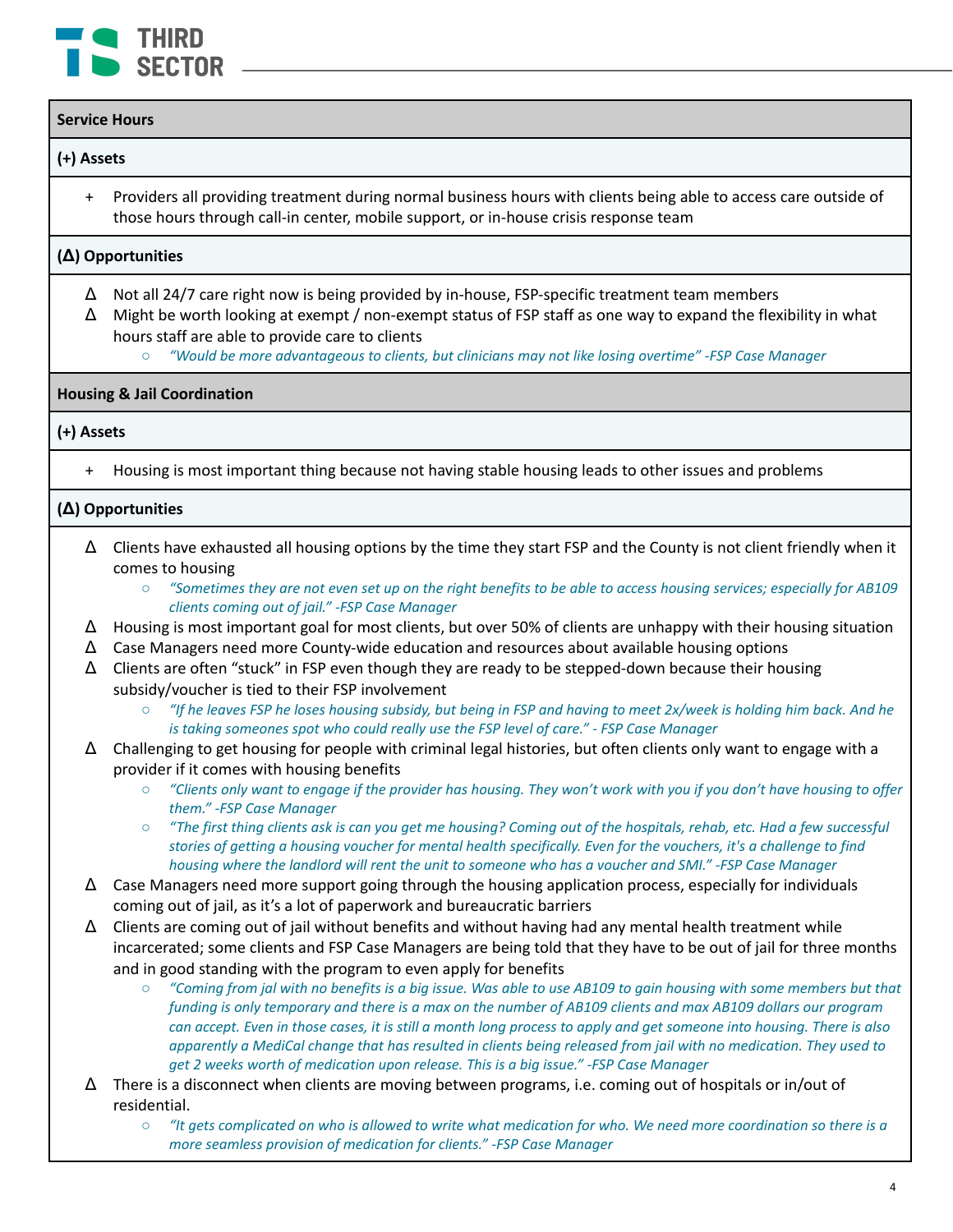## Service Hours

### (+) Assets

- + Providers all providing treatment during normal business hours with clients being able to access care outside of those hours through call-in center, mobile support, or in-house crisis response team

### (Δ) Opportunities

- Δ Not all 24/7 care right now is being provided by in-house, FSP-specific treatment team members
- Δ Might be worth looking at exempt / non-exempt status of FSP staff as one way to expand the flexibility in what hours staff are able to provide care to clients
  - *"Would be more advantageous to clients, but clinicians may not like losing overtime" -FSP Case Manager*

## Housing & Jail Coordination

### (+) Assets

- + Housing is most important thing because not having stable housing leads to other issues and problems

### (Δ) Opportunities

- Δ Clients have exhausted all housing options by the time they start FSP and the County is not client friendly when it comes to housing
  - *"Sometimes they are not even set up on the right benefits to be able to access housing services; especially for AB109 clients coming out of jail." -FSP Case Manager*
- Δ Housing is most important goal for most clients, but over 50% of clients are unhappy with their housing situation
- Δ Case Managers need more County-wide education and resources about available housing options
- Δ Clients are often "stuck" in FSP even though they are ready to be stepped-down because their housing subsidy/voucher is tied to their FSP involvement
  - *"If he leaves FSP he loses housing subsidy, but being in FSP and having to meet 2x/week is holding him back. And he is taking someones spot who could really use the FSP level of care." - FSP Case Manager*
- Δ Challenging to get housing for people with criminal legal histories, but often clients only want to engage with a provider if it comes with housing benefits
  - *"Clients only want to engage if the provider has housing. They won't work with you if you don't have housing to offer them." -FSP Case Manager*
  - *"The first thing clients ask is can you get me housing? Coming out of the hospitals, rehab, etc. Had a few successful stories of getting a housing voucher for mental health specifically. Even for the vouchers, it's a challenge to find housing where the landlord will rent the unit to someone who has a voucher and SMI." -FSP Case Manager*
- Δ Case Managers need more support going through the housing application process, especially for individuals coming out of jail, as it's a lot of paperwork and bureaucratic barriers
- Δ Clients are coming out of jail without benefits and without having had any mental health treatment while incarcerated; some clients and FSP Case Managers are being told that they have to be out of jail for three months and in good standing with the program to even apply for benefits
  - *"Coming from jal with no benefits is a big issue. Was able to use AB109 to gain housing with some members but that funding is only temporary and there is a max on the number of AB109 clients and max AB109 dollars our program can accept. Even in those cases, it is still a month long process to apply and get someone into housing. There is also apparently a MediCal change that has resulted in clients being released from jail with no medication. They used to get 2 weeks worth of medication upon release. This is a big issue." -FSP Case Manager*
- Δ There is a disconnect when clients are moving between programs, i.e. coming out of hospitals or in/out of residential.
  - *"It gets complicated on who is allowed to write what medication for who. We need more coordination so there is a more seamless provision of medication for clients." -FSP Case Manager*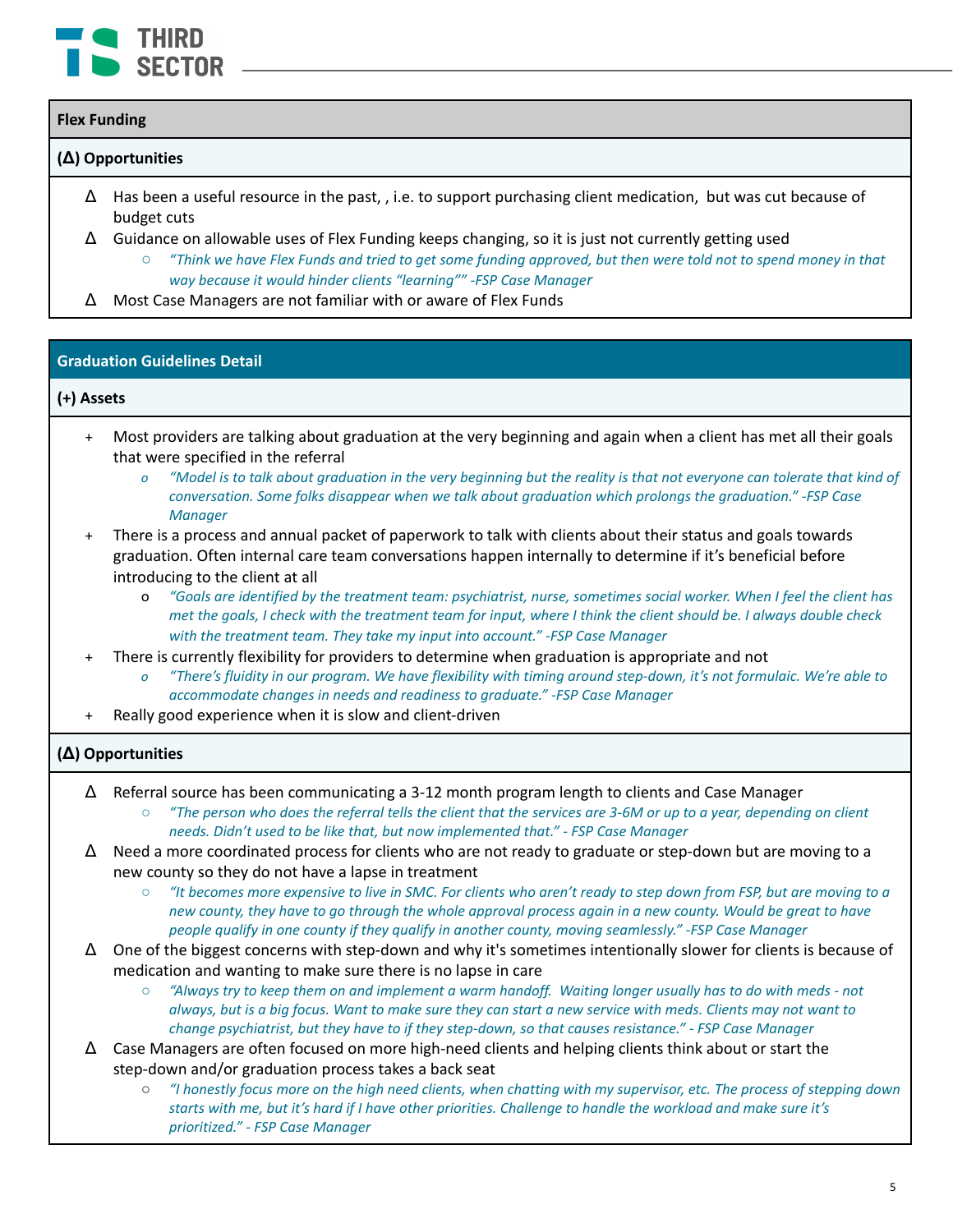**Flex Funding**

**(Δ) Opportunities**

- Δ Has been a useful resource in the past, , i.e. to support purchasing client medication, but was cut because of budget cuts
- Δ Guidance on allowable uses of Flex Funding keeps changing, so it is just not currently getting used
  - *"Think we have Flex Funds and tried to get some funding approved, but then were told not to spend money in that way because it would hinder clients "learning"" -FSP Case Manager*
- Δ Most Case Managers are not familiar with or aware of Flex Funds

**Graduation Guidelines Detail**

**(+) Assets**

- + Most providers are talking about graduation at the very beginning and again when a client has met all their goals that were specified in the referral
  - *"Model is to talk about graduation in the very beginning but the reality is that not everyone can tolerate that kind of conversation. Some folks disappear when we talk about graduation which prolongs the graduation." -FSP Case Manager*
- + There is a process and annual packet of paperwork to talk with clients about their status and goals towards graduation. Often internal care team conversations happen internally to determine if it's beneficial before introducing to the client at all
  - *"Goals are identified by the treatment team: psychiatrist, nurse, sometimes social worker. When I feel the client has met the goals, I check with the treatment team for input, where I think the client should be. I always double check with the treatment team. They take my input into account." -FSP Case Manager*
- + There is currently flexibility for providers to determine when graduation is appropriate and not
  - *"There's fluidity in our program. We have flexibility with timing around step-down, it's not formulaic. We're able to accommodate changes in needs and readiness to graduate." -FSP Case Manager*
- + Really good experience when it is slow and client-driven

**(Δ) Opportunities**

- Δ Referral source has been communicating a 3-12 month program length to clients and Case Manager
  - *"The person who does the referral tells the client that the services are 3-6M or up to a year, depending on client needs. Didn't used to be like that, but now implemented that." - FSP Case Manager*
- Δ Need a more coordinated process for clients who are not ready to graduate or step-down but are moving to a new county so they do not have a lapse in treatment
  - *"It becomes more expensive to live in SMC. For clients who aren't ready to step down from FSP, but are moving to a new county, they have to go through the whole approval process again in a new county. Would be great to have people qualify in one county if they qualify in another county, moving seamlessly." -FSP Case Manager*
- Δ One of the biggest concerns with step-down and why it's sometimes intentionally slower for clients is because of medication and wanting to make sure there is no lapse in care
  - *"Always try to keep them on and implement a warm handoff. Waiting longer usually has to do with meds - not always, but is a big focus. Want to make sure they can start a new service with meds. Clients may not want to change psychiatrist, but they have to if they step-down, so that causes resistance." - FSP Case Manager*
- Δ Case Managers are often focused on more high-need clients and helping clients think about or start the step-down and/or graduation process takes a back seat
  - *"I honestly focus more on the high need clients, when chatting with my supervisor, etc. The process of stepping down starts with me, but it's hard if I have other priorities. Challenge to handle the workload and make sure it's prioritized." - FSP Case Manager*